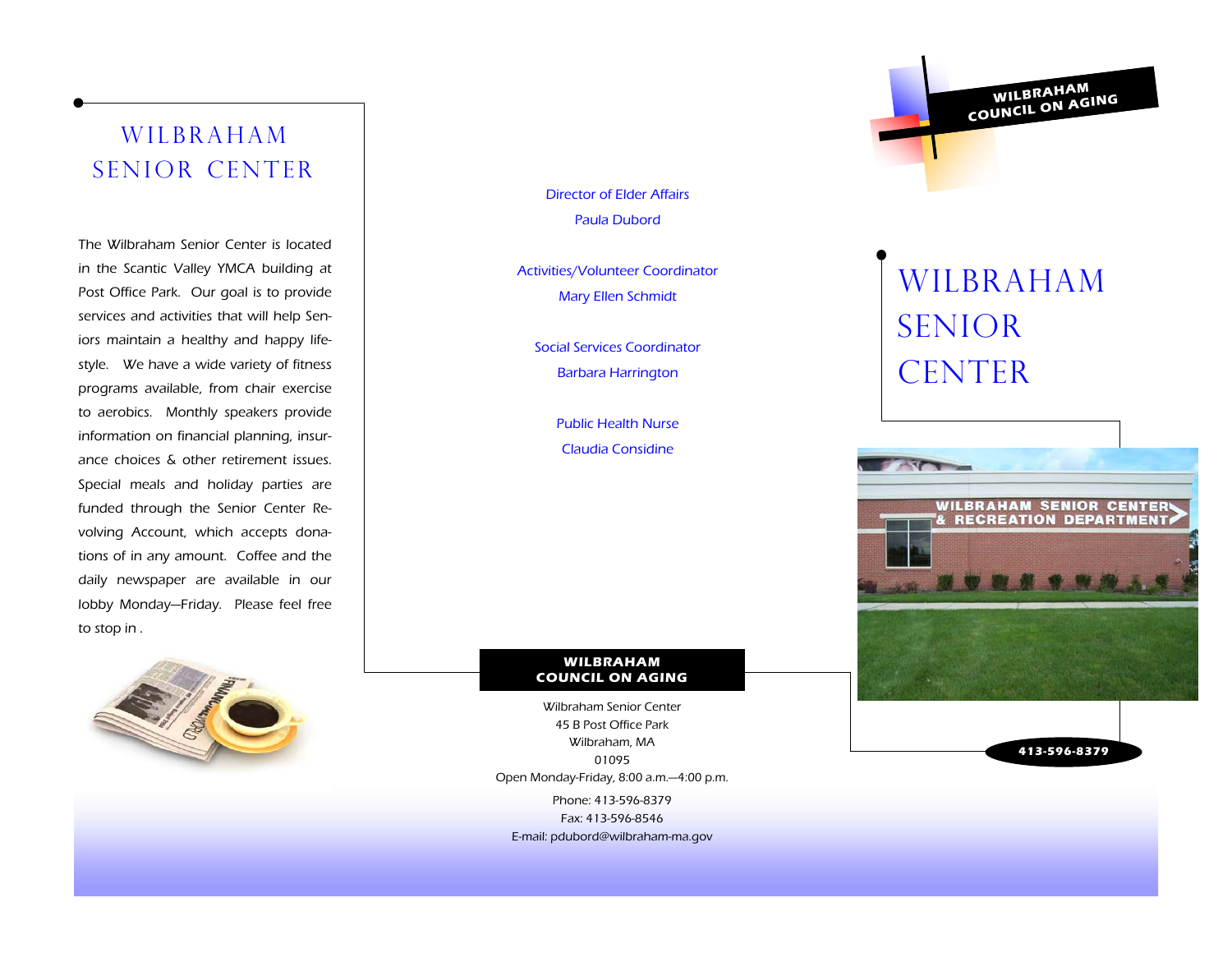# WILBRAHAM SENIOR CENTER

The Wilbraham Senior Center is located in the Scantic Valley YMCA building at Post Office Park. Our goal is to provide services and activities that will help Seniors maintain a healthy and happy lifestyle. We have a wide variety of fitness programs available, from chair exercise to aerobics. Monthly speakers provide information on financial planning, insurance choices & other retirement issues. Special meals and holiday parties are funded through the Senior Center Revolving Account, which accepts donations of in any amount. Coffee and the daily newspaper are available in our lobby Monday—Friday. Please feel free to stop in .

Director of Elder Affairs
Paula Dubord

Activities/Volunteer Coordinator
Mary Ellen Schmidt

Social Services Coordinator
Barbara Harrington

Public Health Nurse
Claudia Considine

**WILBRAHAM COUNCIL ON AGING**

Wilbraham Senior Center
45 B Post Office Park
Wilbraham, MA
01095
Open Monday-Friday, 8:00 a.m.—4:00 p.m.

Phone: 413-596-8379
Fax: 413-596-8546
E-mail: pdubord@wilbraham-ma.gov

**WILBRAHAM COUNCIL ON AGING**

# WILBRAHAM SENIOR CENTER

**413-596-8379**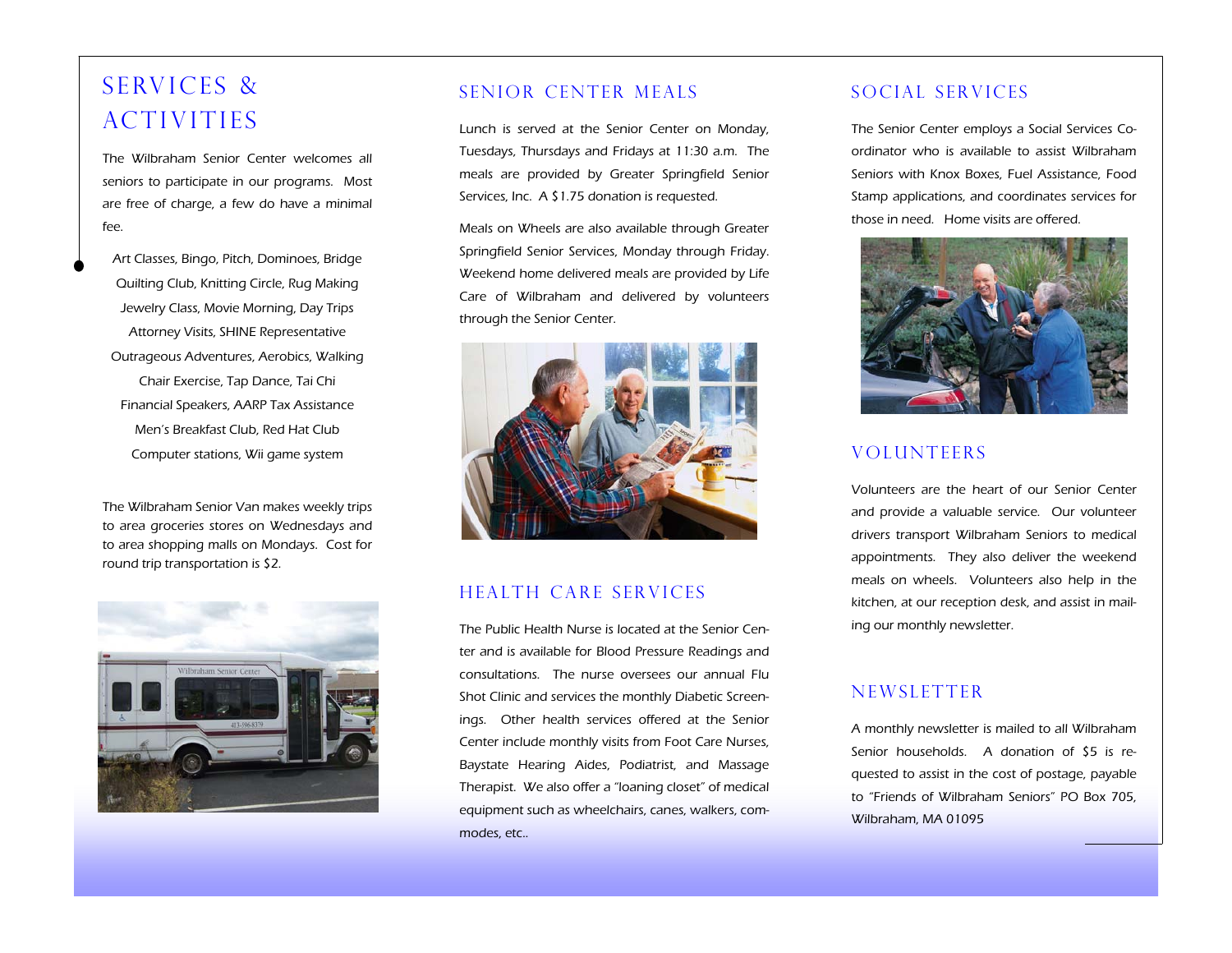# SERVICES & ACTIVITIES

The Wilbraham Senior Center welcomes all seniors to participate in our programs. Most are free of charge, a few do have a minimal fee.

Art Classes, Bingo, Pitch, Dominoes, Bridge
Quilting Club, Knitting Circle, Rug Making
Jewelry Class, Movie Morning, Day Trips
Attorney Visits, SHINE Representative
Outrageous Adventures, Aerobics, Walking
Chair Exercise, Tap Dance, Tai Chi
Financial Speakers, AARP Tax Assistance
Men's Breakfast Club, Red Hat Club
Computer stations, Wii game system

The Wilbraham Senior Van makes weekly trips to area groceries stores on Wednesdays and to area shopping malls on Mondays. Cost for round trip transportation is $2.

## SENIOR CENTER MEALS

Lunch is served at the Senior Center on Monday, Tuesdays, Thursdays and Fridays at 11:30 a.m. The meals are provided by Greater Springfield Senior Services, Inc. A $1.75 donation is requested.

Meals on Wheels are also available through Greater Springfield Senior Services, Monday through Friday. Weekend home delivered meals are provided by Life Care of Wilbraham and delivered by volunteers through the Senior Center.

## HEALTH CARE SERVICES

The Public Health Nurse is located at the Senior Center and is available for Blood Pressure Readings and consultations. The nurse oversees our annual Flu Shot Clinic and services the monthly Diabetic Screenings. Other health services offered at the Senior Center include monthly visits from Foot Care Nurses, Baystate Hearing Aides, Podiatrist, and Massage Therapist. We also offer a "loaning closet" of medical equipment such as wheelchairs, canes, walkers, commodes, etc..

## SOCIAL SERVICES

The Senior Center employs a Social Services Co-ordinator who is available to assist Wilbraham Seniors with Knox Boxes, Fuel Assistance, Food Stamp applications, and coordinates services for those in need. Home visits are offered.

## VOLUNTEERS

Volunteers are the heart of our Senior Center and provide a valuable service. Our volunteer drivers transport Wilbraham Seniors to medical appointments. They also deliver the weekend meals on wheels. Volunteers also help in the kitchen, at our reception desk, and assist in mailing our monthly newsletter.

## NEWSLETTER

A monthly newsletter is mailed to all Wilbraham Senior households. A donation of $5 is requested to assist in the cost of postage, payable to "Friends of Wilbraham Seniors" PO Box 705, Wilbraham, MA 01095